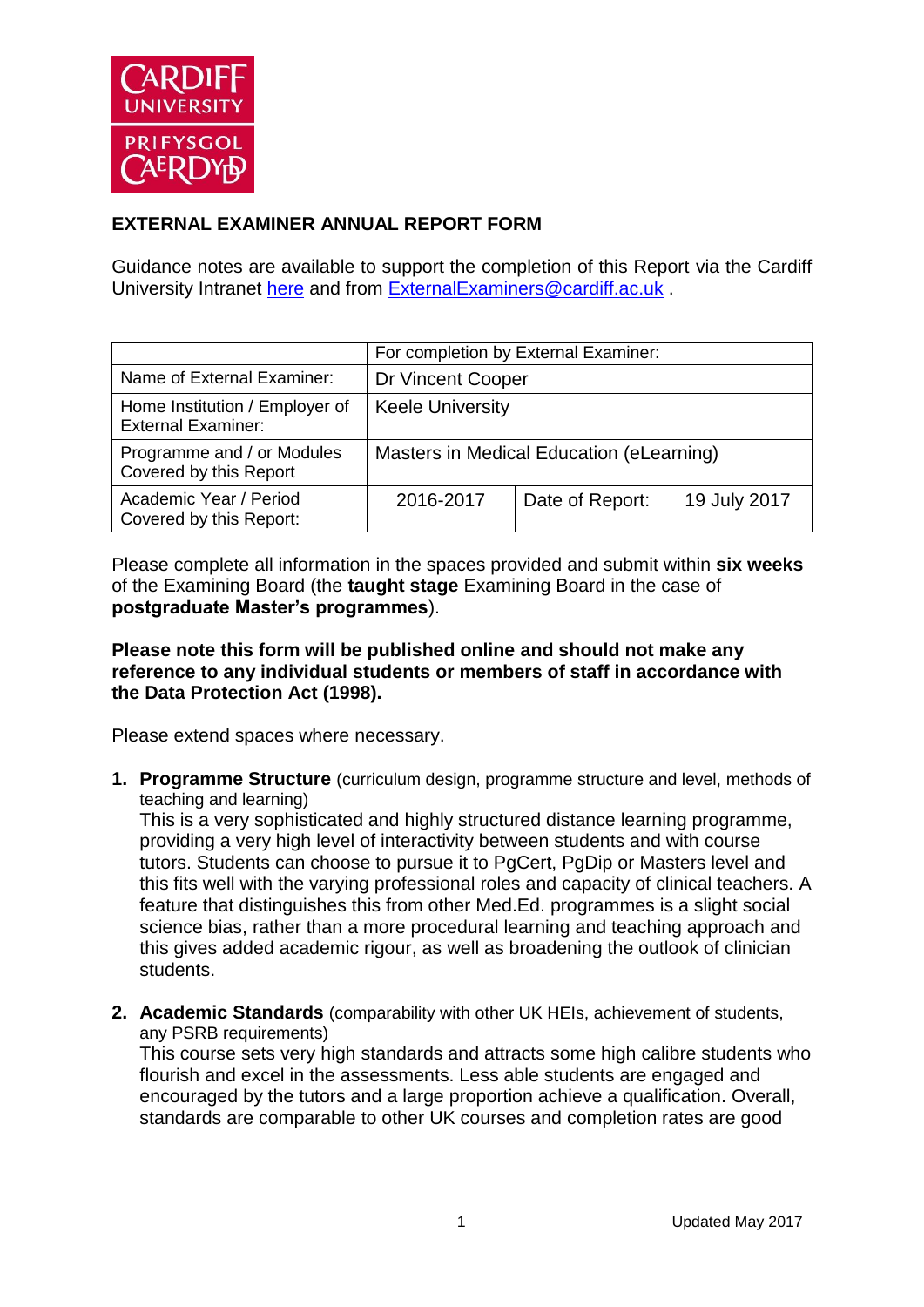CARDIFF UNIVERSITY
PRIFYSGOL CAERDYDD

## EXTERNAL EXAMINER ANNUAL REPORT FORM

Guidance notes are available to support the completion of this Report via the Cardiff University Intranet here and from ExternalExaminers@cardiff.ac.uk .

| | For completion by External Examiner: | | |
|---|---|---|---|
| Name of External Examiner: | Dr Vincent Cooper | | |
| Home Institution / Employer of External Examiner: | Keele University | | |
| Programme and / or Modules Covered by this Report | Masters in Medical Education (eLearning) | | |
| Academic Year / Period Covered by this Report: | 2016-2017 | Date of Report: | 19 July 2017 |

Please complete all information in the spaces provided and submit within **six weeks** of the Examining Board (the **taught stage** Examining Board in the case of **postgraduate Master's programmes**).

**Please note this form will be published online and should not make any reference to any individual students or members of staff in accordance with the Data Protection Act (1998).**

Please extend spaces where necessary.

1. **Programme Structure** (curriculum design, programme structure and level, methods of teaching and learning)
   This is a very sophisticated and highly structured distance learning programme, providing a very high level of interactivity between students and with course tutors. Students can choose to pursue it to PgCert, PgDip or Masters level and this fits well with the varying professional roles and capacity of clinical teachers. A feature that distinguishes this from other Med.Ed. programmes is a slight social science bias, rather than a more procedural learning and teaching approach and this gives added academic rigour, as well as broadening the outlook of clinician students.

2. **Academic Standards** (comparability with other UK HEIs, achievement of students, any PSRB requirements)
   This course sets very high standards and attracts some high calibre students who flourish and excel in the assessments. Less able students are engaged and encouraged by the tutors and a large proportion achieve a qualification. Overall, standards are comparable to other UK courses and completion rates are good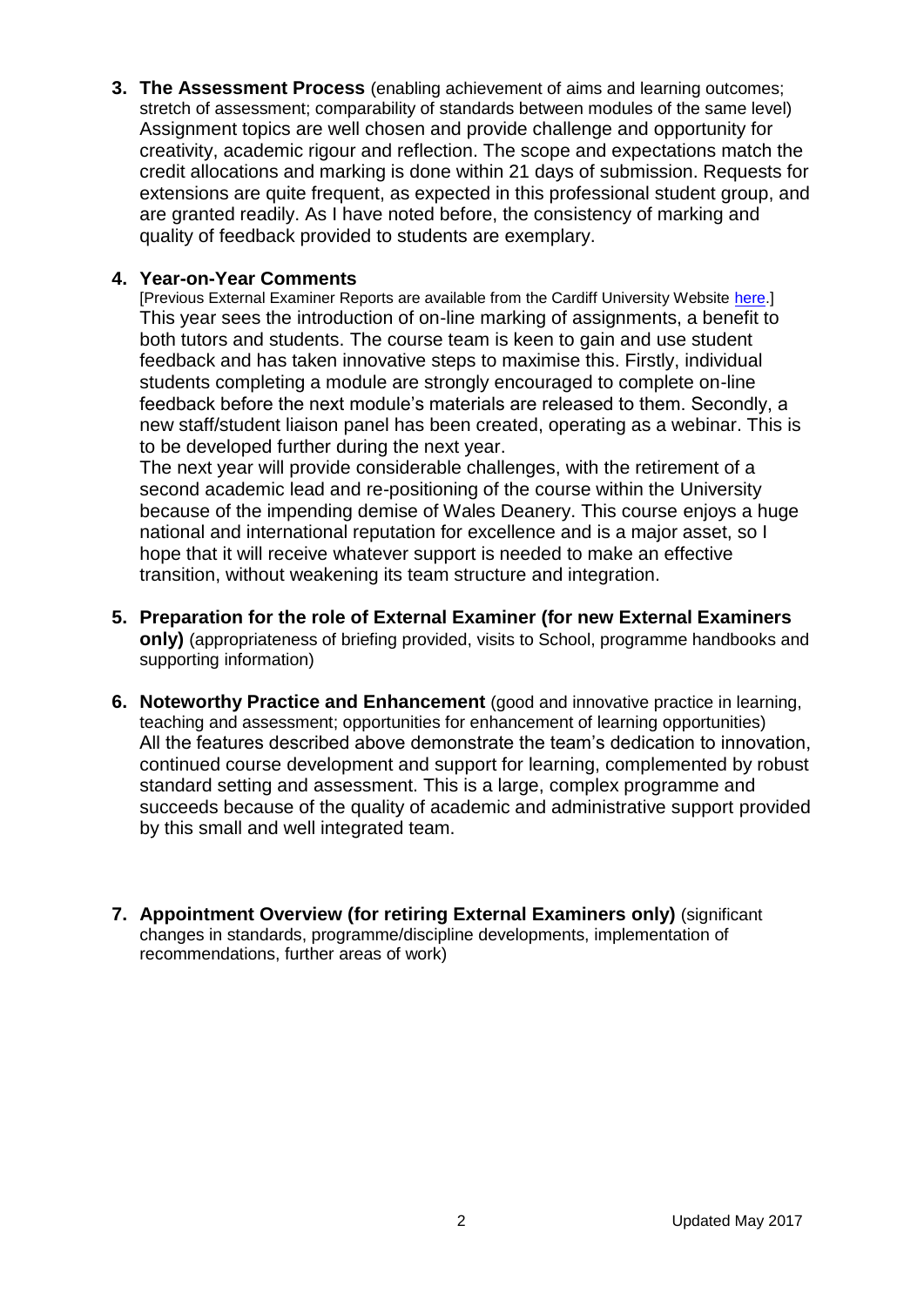**3. The Assessment Process** (enabling achievement of aims and learning outcomes; stretch of assessment; comparability of standards between modules of the same level)

Assignment topics are well chosen and provide challenge and opportunity for creativity, academic rigour and reflection. The scope and expectations match the credit allocations and marking is done within 21 days of submission. Requests for extensions are quite frequent, as expected in this professional student group, and are granted readily. As I have noted before, the consistency of marking and quality of feedback provided to students are exemplary.

**4. Year-on-Year Comments**

[Previous External Examiner Reports are available from the Cardiff University Website here.]

This year sees the introduction of on-line marking of assignments, a benefit to both tutors and students. The course team is keen to gain and use student feedback and has taken innovative steps to maximise this. Firstly, individual students completing a module are strongly encouraged to complete on-line feedback before the next module's materials are released to them. Secondly, a new staff/student liaison panel has been created, operating as a webinar. This is to be developed further during the next year.

The next year will provide considerable challenges, with the retirement of a second academic lead and re-positioning of the course within the University because of the impending demise of Wales Deanery. This course enjoys a huge national and international reputation for excellence and is a major asset, so I hope that it will receive whatever support is needed to make an effective transition, without weakening its team structure and integration.

**5. Preparation for the role of External Examiner (for new External Examiners only)** (appropriateness of briefing provided, visits to School, programme handbooks and supporting information)

**6. Noteworthy Practice and Enhancement** (good and innovative practice in learning, teaching and assessment; opportunities for enhancement of learning opportunities)

All the features described above demonstrate the team's dedication to innovation, continued course development and support for learning, complemented by robust standard setting and assessment. This is a large, complex programme and succeeds because of the quality of academic and administrative support provided by this small and well integrated team.

**7. Appointment Overview (for retiring External Examiners only)** (significant changes in standards, programme/discipline developments, implementation of recommendations, further areas of work)

Updated May 2017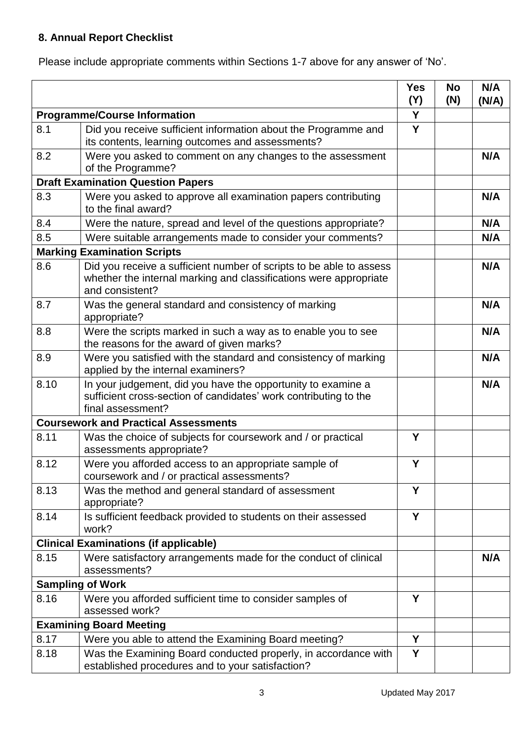### 8. Annual Report Checklist

Please include appropriate comments within Sections 1-7 above for any answer of ‘No’.

| | | Yes (Y) | No (N) | N/A (N/A) |
|---|---|---|---|---|
| **Programme/Course Information** | | Y | | |
| 8.1 | Did you receive sufficient information about the Programme and its contents, learning outcomes and assessments? | Y | | |
| 8.2 | Were you asked to comment on any changes to the assessment of the Programme? | | | N/A |
| **Draft Examination Question Papers** | | | | |
| 8.3 | Were you asked to approve all examination papers contributing to the final award? | | | N/A |
| 8.4 | Were the nature, spread and level of the questions appropriate? | | | N/A |
| 8.5 | Were suitable arrangements made to consider your comments? | | | N/A |
| **Marking Examination Scripts** | | | | |
| 8.6 | Did you receive a sufficient number of scripts to be able to assess whether the internal marking and classifications were appropriate and consistent? | | | N/A |
| 8.7 | Was the general standard and consistency of marking appropriate? | | | N/A |
| 8.8 | Were the scripts marked in such a way as to enable you to see the reasons for the award of given marks? | | | N/A |
| 8.9 | Were you satisfied with the standard and consistency of marking applied by the internal examiners? | | | N/A |
| 8.10 | In your judgement, did you have the opportunity to examine a sufficient cross-section of candidates’ work contributing to the final assessment? | | | N/A |
| **Coursework and Practical Assessments** | | | | |
| 8.11 | Was the choice of subjects for coursework and / or practical assessments appropriate? | Y | | |
| 8.12 | Were you afforded access to an appropriate sample of coursework and / or practical assessments? | Y | | |
| 8.13 | Was the method and general standard of assessment appropriate? | Y | | |
| 8.14 | Is sufficient feedback provided to students on their assessed work? | Y | | |
| **Clinical Examinations (if applicable)** | | | | |
| 8.15 | Were satisfactory arrangements made for the conduct of clinical assessments? | | | N/A |
| **Sampling of Work** | | | | |
| 8.16 | Were you afforded sufficient time to consider samples of assessed work? | Y | | |
| **Examining Board Meeting** | | | | |
| 8.17 | Were you able to attend the Examining Board meeting? | Y | | |
| 8.18 | Was the Examining Board conducted properly, in accordance with established procedures and to your satisfaction? | Y | | |

Updated May 2017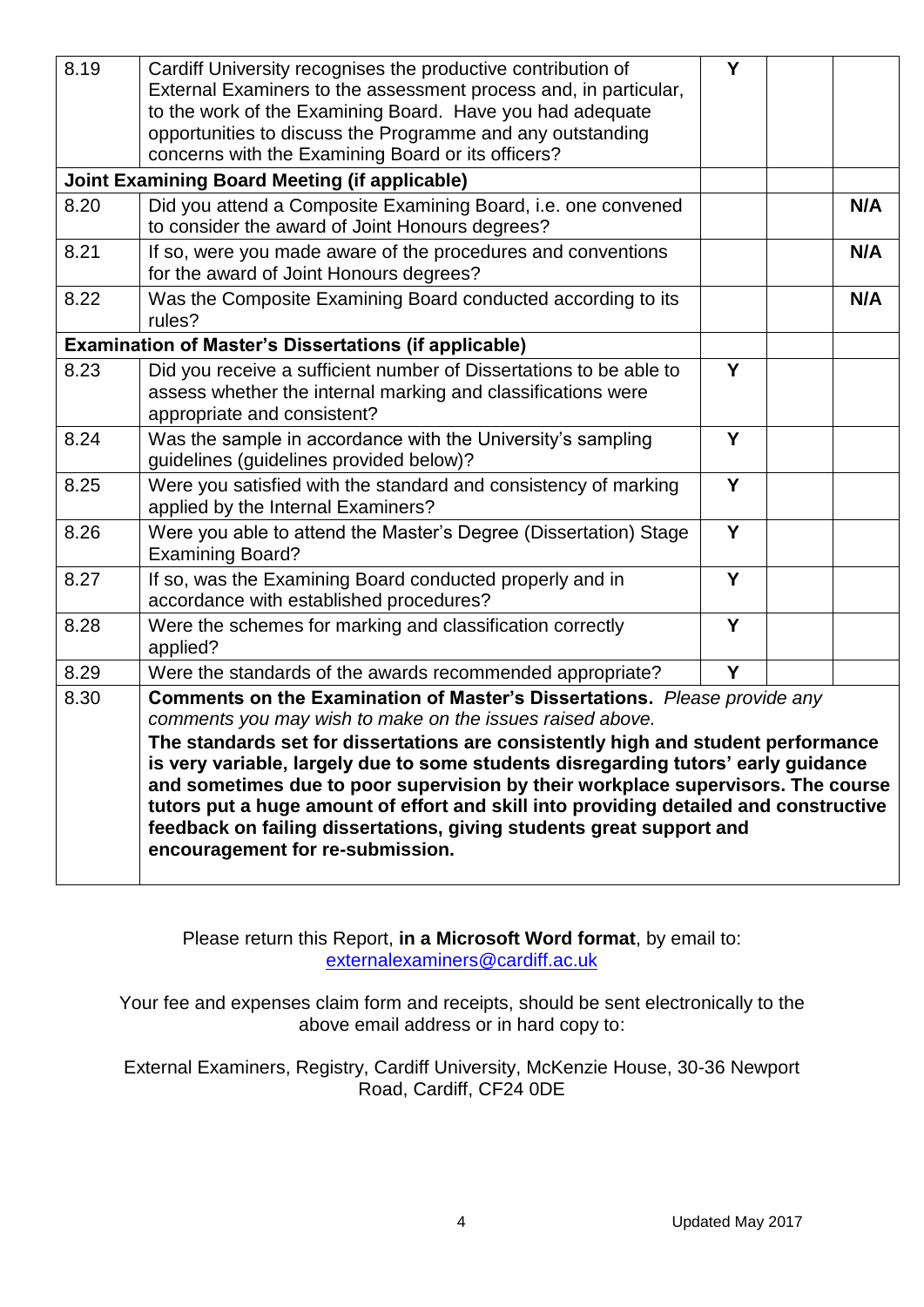| | | | | |
|---|---|---|---|---|
| 8.19 | Cardiff University recognises the productive contribution of External Examiners to the assessment process and, in particular, to the work of the Examining Board. Have you had adequate opportunities to discuss the Programme and any outstanding concerns with the Examining Board or its officers? | Y | | |
| **Joint Examining Board Meeting (if applicable)** | | | | |
| 8.20 | Did you attend a Composite Examining Board, i.e. one convened to consider the award of Joint Honours degrees? | | | **N/A** |
| 8.21 | If so, were you made aware of the procedures and conventions for the award of Joint Honours degrees? | | | **N/A** |
| 8.22 | Was the Composite Examining Board conducted according to its rules? | | | **N/A** |
| **Examination of Master's Dissertations (if applicable)** | | | | |
| 8.23 | Did you receive a sufficient number of Dissertations to be able to assess whether the internal marking and classifications were appropriate and consistent? | Y | | |
| 8.24 | Was the sample in accordance with the University's sampling guidelines (guidelines provided below)? | Y | | |
| 8.25 | Were you satisfied with the standard and consistency of marking applied by the Internal Examiners? | Y | | |
| 8.26 | Were you able to attend the Master's Degree (Dissertation) Stage Examining Board? | Y | | |
| 8.27 | If so, was the Examining Board conducted properly and in accordance with established procedures? | Y | | |
| 8.28 | Were the schemes for marking and classification correctly applied? | Y | | |
| 8.29 | Were the standards of the awards recommended appropriate? | Y | | |
| 8.30 | **Comments on the Examination of Master's Dissertations.** *Please provide any comments you may wish to make on the issues raised above.* **The standards set for dissertations are consistently high and student performance is very variable, largely due to some students disregarding tutors' early guidance and sometimes due to poor supervision by their workplace supervisors. The course tutors put a huge amount of effort and skill into providing detailed and constructive feedback on failing dissertations, giving students great support and encouragement for re-submission.** | | | |

Please return this Report, **in a Microsoft Word format**, by email to: externalexaminers@cardiff.ac.uk

Your fee and expenses claim form and receipts, should be sent electronically to the above email address or in hard copy to:

External Examiners, Registry, Cardiff University, McKenzie House, 30-36 Newport Road, Cardiff, CF24 0DE

Updated May 2017